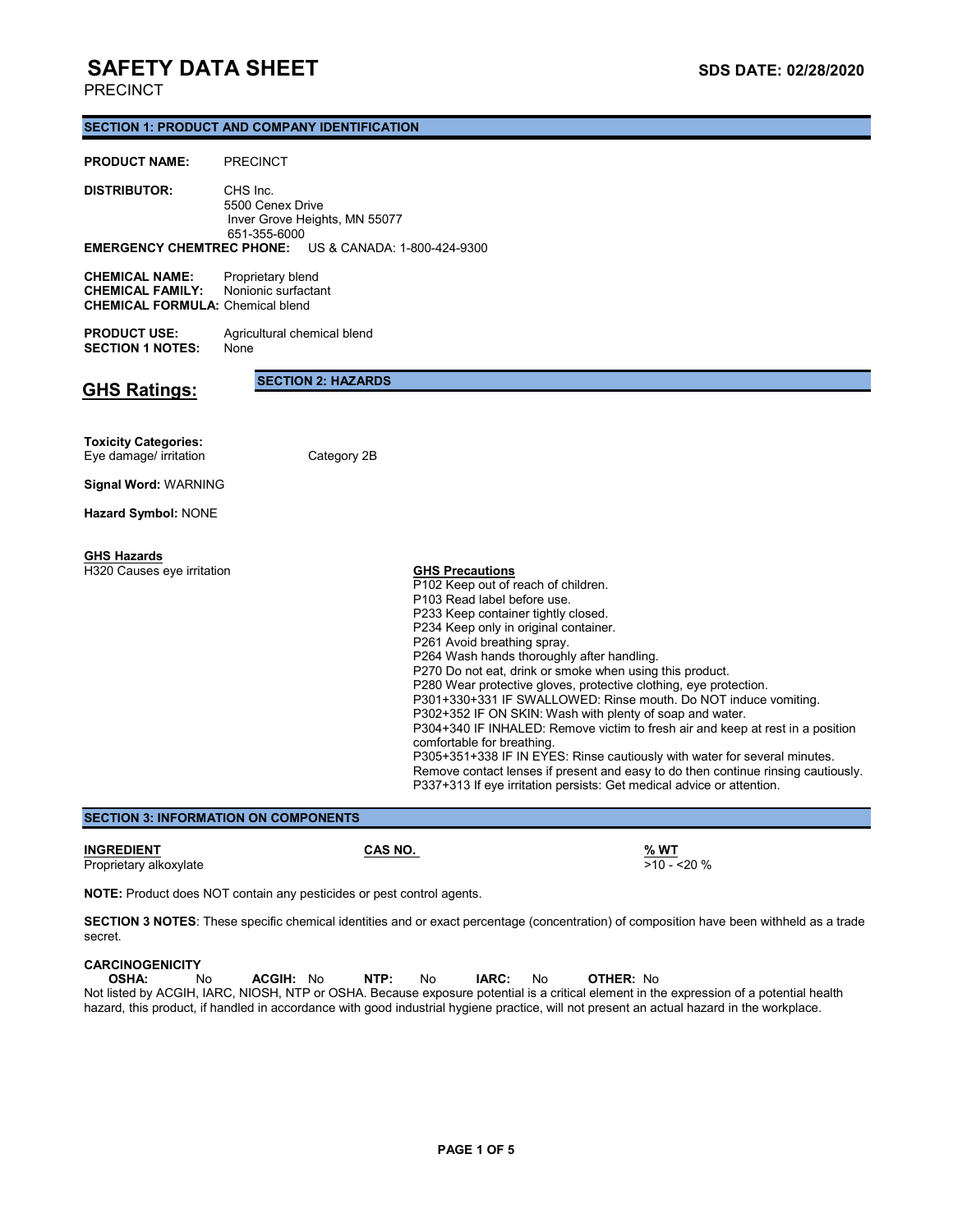# SAFETY DATA SHEET

**SDS DATE: 02/28/2020**

PRECINCT

## SECTION 1: PRODUCT AND COMPANY IDENTIFICATION

**PRODUCT NAME:** PRECINCT

**DISTRIBUTOR:** CHS Inc.
5500 Cenex Drive
Inver Grove Heights, MN 55077
651-355-6000

**EMERGENCY CHEMTREC PHONE:** US & CANADA: 1-800-424-9300

**CHEMICAL NAME:** Proprietary blend
**CHEMICAL FAMILY:** Nonionic surfactant
**CHEMICAL FORMULA:** Chemical blend

**PRODUCT USE:** Agricultural chemical blend
**SECTION 1 NOTES:** None

## GHS Ratings:

## SECTION 2: HAZARDS

**Toxicity Categories:**
Eye damage/ irritation Category 2B

**Signal Word:** WARNING

**Hazard Symbol:** NONE

**GHS Hazards**
H320 Causes eye irritation

**GHS Precautions**
P102 Keep out of reach of children.
P103 Read label before use.
P233 Keep container tightly closed.
P234 Keep only in original container.
P261 Avoid breathing spray.
P264 Wash hands thoroughly after handling.
P270 Do not eat, drink or smoke when using this product.
P280 Wear protective gloves, protective clothing, eye protection.
P301+330+331 IF SWALLOWED: Rinse mouth. Do NOT induce vomiting.
P302+352 IF ON SKIN: Wash with plenty of soap and water.
P304+340 IF INHALED: Remove victim to fresh air and keep at rest in a position comfortable for breathing.
P305+351+338 IF IN EYES: Rinse cautiously with water for several minutes. Remove contact lenses if present and easy to do then continue rinsing cautiously.
P337+313 If eye irritation persists: Get medical advice or attention.

## SECTION 3: INFORMATION ON COMPONENTS

| INGREDIENT | CAS NO. | % WT |
|---|---|---|
| Proprietary alkoxylate | | >10 - <20 % |

**NOTE:** Product does NOT contain any pesticides or pest control agents.

**SECTION 3 NOTES**: These specific chemical identities and or exact percentage (concentration) of composition have been withheld as a trade secret.

**CARCINOGENICITY**

**OSHA:** No **ACGIH:** No **NTP:** No **IARC:** No **OTHER:** No

Not listed by ACGIH, IARC, NIOSH, NTP or OSHA. Because exposure potential is a critical element in the expression of a potential health hazard, this product, if handled in accordance with good industrial hygiene practice, will not present an actual hazard in the workplace.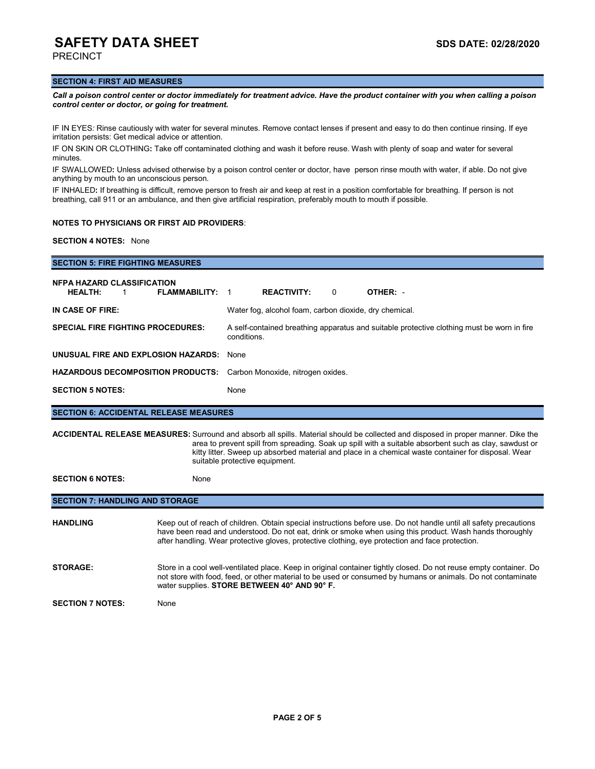## SECTION 4: FIRST AID MEASURES

***Call a poison control center or doctor immediately for treatment advice. Have the product container with you when calling a poison control center or doctor, or going for treatment.***

IF IN EYES: Rinse cautiously with water for several minutes. Remove contact lenses if present and easy to do then continue rinsing. If eye irritation persists: Get medical advice or attention.

IF ON SKIN OR CLOTHING: Take off contaminated clothing and wash it before reuse. Wash with plenty of soap and water for several minutes.

IF SWALLOWED: Unless advised otherwise by a poison control center or doctor, have person rinse mouth with water, if able. Do not give anything by mouth to an unconscious person.

IF INHALED: If breathing is difficult, remove person to fresh air and keep at rest in a position comfortable for breathing. If person is not breathing, call 911 or an ambulance, and then give artificial respiration, preferably mouth to mouth if possible.

**NOTES TO PHYSICIANS OR FIRST AID PROVIDERS**:

**SECTION 4 NOTES:** None

## SECTION 5: FIRE FIGHTING MEASURES

**NFPA HAZARD CLASSIFICATION**

**HEALTH:** 1 **FLAMMABILITY:** 1 **REACTIVITY:** 0 **OTHER:** -

**IN CASE OF FIRE:** Water fog, alcohol foam, carbon dioxide, dry chemical.

**SPECIAL FIRE FIGHTING PROCEDURES:** A self-contained breathing apparatus and suitable protective clothing must be worn in fire conditions.

**UNUSUAL FIRE AND EXPLOSION HAZARDS:** None

**HAZARDOUS DECOMPOSITION PRODUCTS:** Carbon Monoxide, nitrogen oxides.

**SECTION 5 NOTES:** None

## SECTION 6: ACCIDENTAL RELEASE MEASURES

**ACCIDENTAL RELEASE MEASURES:** Surround and absorb all spills. Material should be collected and disposed in proper manner. Dike the area to prevent spill from spreading. Soak up spill with a suitable absorbent such as clay, sawdust or kitty litter. Sweep up absorbed material and place in a chemical waste container for disposal. Wear suitable protective equipment.

**SECTION 6 NOTES:** None

## SECTION 7: HANDLING AND STORAGE

**HANDLING** Keep out of reach of children. Obtain special instructions before use. Do not handle until all safety precautions have been read and understood. Do not eat, drink or smoke when using this product. Wash hands thoroughly after handling. Wear protective gloves, protective clothing, eye protection and face protection.

**STORAGE:** Store in a cool well-ventilated place. Keep in original container tightly closed. Do not reuse empty container. Do not store with food, feed, or other material to be used or consumed by humans or animals. Do not contaminate water supplies. **STORE BETWEEN 40° AND 90° F.**

**SECTION 7 NOTES:** None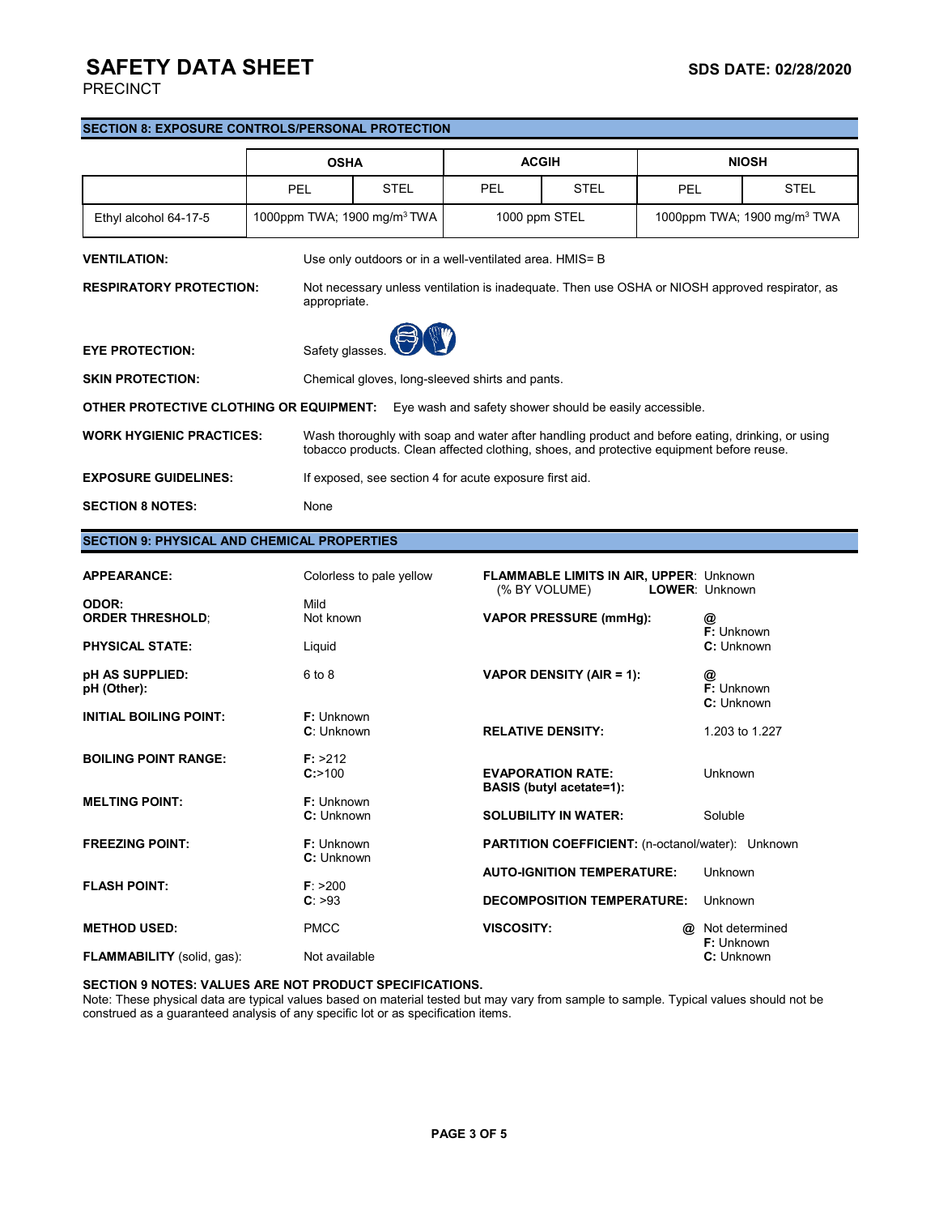# SAFETY DATA SHEET

PRECINCT

SDS DATE: 02/28/2020

## SECTION 8: EXPOSURE CONTROLS/PERSONAL PROTECTION

| | OSHA | | ACGIH | | NIOSH | |
|---|---|---|---|---|---|---|
| | PEL | STEL | PEL | STEL | PEL | STEL |
| Ethyl alcohol 64-17-5 | 1000ppm TWA; 1900 mg/m³ TWA | | 1000 ppm STEL | | 1000ppm TWA; 1900 mg/m³ TWA | |

**VENTILATION:** Use only outdoors or in a well-ventilated area. HMIS= B

**RESPIRATORY PROTECTION:** Not necessary unless ventilation is inadequate. Then use OSHA or NIOSH approved respirator, as appropriate.

**EYE PROTECTION:** Safety glasses.

**SKIN PROTECTION:** Chemical gloves, long-sleeved shirts and pants.

**OTHER PROTECTIVE CLOTHING OR EQUIPMENT:** Eye wash and safety shower should be easily accessible.

**WORK HYGIENIC PRACTICES:** Wash thoroughly with soap and water after handling product and before eating, drinking, or using tobacco products. Clean affected clothing, shoes, and protective equipment before reuse.

**EXPOSURE GUIDELINES:** If exposed, see section 4 for acute exposure first aid.

**SECTION 8 NOTES:** None

## SECTION 9: PHYSICAL AND CHEMICAL PROPERTIES

**APPEARANCE:** Colorless to pale yellow

**ODOR:** Mild
**ORDER THRESHOLD;** Not known

**PHYSICAL STATE:** Liquid

**pH AS SUPPLIED:** 6 to 8
**pH (Other):**

**INITIAL BOILING POINT:** **F:** Unknown **C**: Unknown

**BOILING POINT RANGE:** **F:** >212 **C:**>100

**MELTING POINT:** **F:** Unknown **C:** Unknown

**FREEZING POINT:** **F:** Unknown **C:** Unknown

**FLASH POINT:** **F**: >200 **C**: >93

**METHOD USED:** PMCC

**FLAMMABILITY** (solid, gas): Not available

**FLAMMABLE LIMITS IN AIR, UPPER**: Unknown
(% BY VOLUME) **LOWER**: Unknown

**VAPOR PRESSURE (mmHg):** **@** **F:** Unknown **C:** Unknown

**VAPOR DENSITY (AIR = 1):** **@** **F:** Unknown **C:** Unknown

**RELATIVE DENSITY:** 1.203 to 1.227

**EVAPORATION RATE:**
**BASIS (butyl acetate=1):** Unknown

**SOLUBILITY IN WATER:** Soluble

**PARTITION COEFFICIENT:** (n-octanol/water): Unknown

**AUTO-IGNITION TEMPERATURE:** Unknown

**DECOMPOSITION TEMPERATURE:** Unknown

**VISCOSITY:** **@** Not determined **F:** Unknown **C:** Unknown

**SECTION 9 NOTES: VALUES ARE NOT PRODUCT SPECIFICATIONS.**
Note: These physical data are typical values based on material tested but may vary from sample to sample. Typical values should not be construed as a guaranteed analysis of any specific lot or as specification items.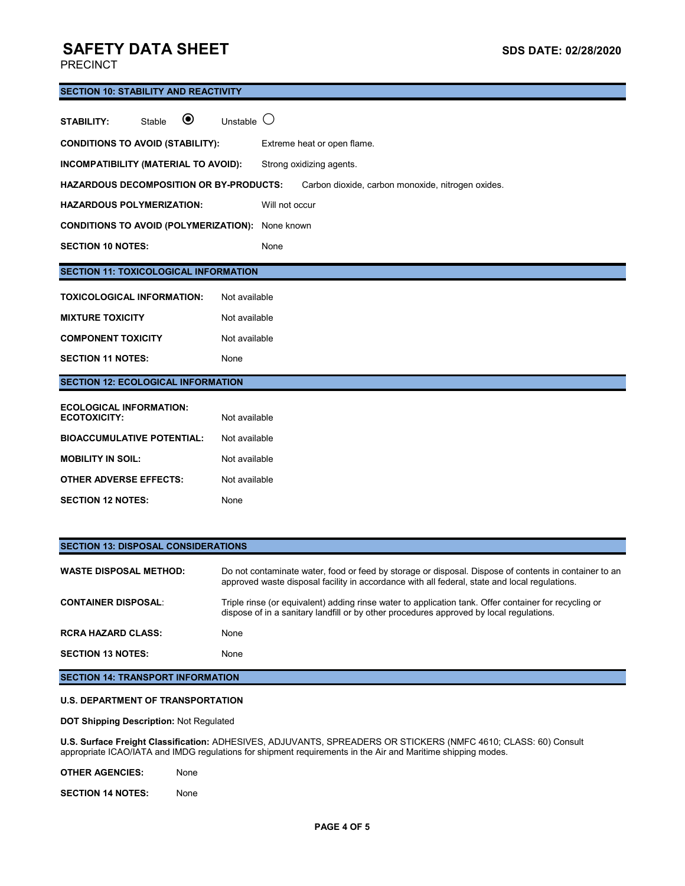# SAFETY DATA SHEET

PRECINCT

**SDS DATE: 02/28/2020**

## SECTION 10: STABILITY AND REACTIVITY

**STABILITY:** Stable ◉ Unstable ○

**CONDITIONS TO AVOID (STABILITY):** Extreme heat or open flame.

**INCOMPATIBILITY (MATERIAL TO AVOID):** Strong oxidizing agents.

**HAZARDOUS DECOMPOSITION OR BY-PRODUCTS:** Carbon dioxide, carbon monoxide, nitrogen oxides.

**HAZARDOUS POLYMERIZATION:** Will not occur

**CONDITIONS TO AVOID (POLYMERIZATION):** None known

**SECTION 10 NOTES:** None

## SECTION 11: TOXICOLOGICAL INFORMATION

**TOXICOLOGICAL INFORMATION:** Not available

**MIXTURE TOXICITY** Not available

**COMPONENT TOXICITY** Not available

**SECTION 11 NOTES:** None

## SECTION 12: ECOLOGICAL INFORMATION

**ECOLOGICAL INFORMATION:**
**ECOTOXICITY:** Not available

**BIOACCUMULATIVE POTENTIAL:** Not available

**MOBILITY IN SOIL:** Not available

**OTHER ADVERSE EFFECTS:** Not available

**SECTION 12 NOTES:** None

## SECTION 13: DISPOSAL CONSIDERATIONS

**WASTE DISPOSAL METHOD:** Do not contaminate water, food or feed by storage or disposal. Dispose of contents in container to an approved waste disposal facility in accordance with all federal, state and local regulations.

**CONTAINER DISPOSAL**: Triple rinse (or equivalent) adding rinse water to application tank. Offer container for recycling or dispose of in a sanitary landfill or by other procedures approved by local regulations.

**RCRA HAZARD CLASS:** None

**SECTION 13 NOTES:** None

## SECTION 14: TRANSPORT INFORMATION

**U.S. DEPARTMENT OF TRANSPORTATION**

**DOT Shipping Description:** Not Regulated

**U.S. Surface Freight Classification:** ADHESIVES, ADJUVANTS, SPREADERS OR STICKERS (NMFC 4610; CLASS: 60) Consult appropriate ICAO/IATA and IMDG regulations for shipment requirements in the Air and Maritime shipping modes.

**OTHER AGENCIES:** None

**SECTION 14 NOTES:** None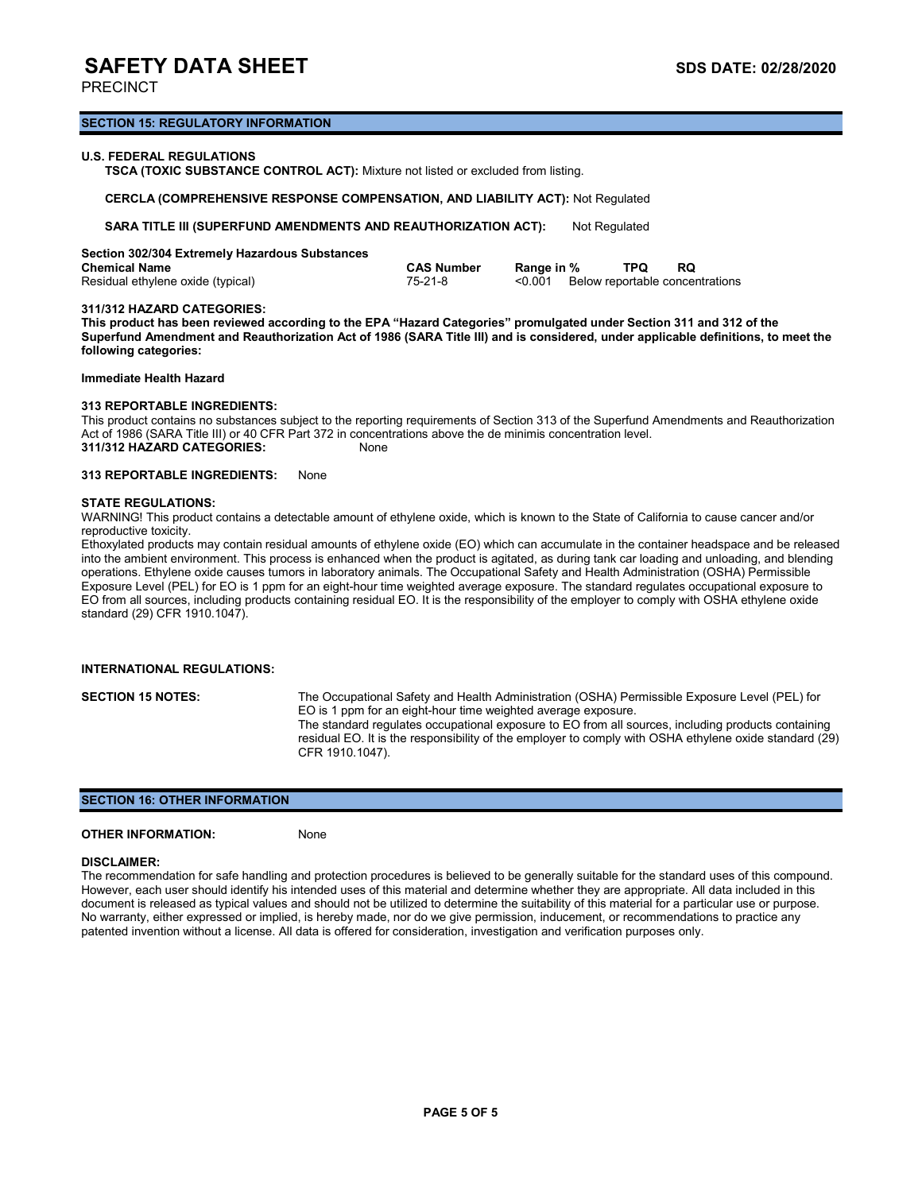# SAFETY DATA SHEET

PRECINCT

SDS DATE: 02/28/2020

## SECTION 15: REGULATORY INFORMATION

**U.S. FEDERAL REGULATIONS**

**TSCA (TOXIC SUBSTANCE CONTROL ACT):** Mixture not listed or excluded from listing.

**CERCLA (COMPREHENSIVE RESPONSE COMPENSATION, AND LIABILITY ACT):** Not Regulated

**SARA TITLE III (SUPERFUND AMENDMENTS AND REAUTHORIZATION ACT):** Not Regulated

**Section 302/304 Extremely Hazardous Substances**

| Chemical Name | CAS Number | Range in % | TPQ | RQ |
|---|---|---|---|---|
| Residual ethylene oxide (typical) | 75-21-8 | <0.001 | Below reportable concentrations | |

**311/312 HAZARD CATEGORIES:**

**This product has been reviewed according to the EPA "Hazard Categories" promulgated under Section 311 and 312 of the Superfund Amendment and Reauthorization Act of 1986 (SARA Title III) and is considered, under applicable definitions, to meet the following categories:**

**Immediate Health Hazard**

**313 REPORTABLE INGREDIENTS:**

This product contains no substances subject to the reporting requirements of Section 313 of the Superfund Amendments and Reauthorization Act of 1986 (SARA Title III) or 40 CFR Part 372 in concentrations above the de minimis concentration level.

**311/312 HAZARD CATEGORIES:** None

**313 REPORTABLE INGREDIENTS:** None

**STATE REGULATIONS:**

WARNING! This product contains a detectable amount of ethylene oxide, which is known to the State of California to cause cancer and/or reproductive toxicity.

Ethoxylated products may contain residual amounts of ethylene oxide (EO) which can accumulate in the container headspace and be released into the ambient environment. This process is enhanced when the product is agitated, as during tank car loading and unloading, and blending operations. Ethylene oxide causes tumors in laboratory animals. The Occupational Safety and Health Administration (OSHA) Permissible Exposure Level (PEL) for EO is 1 ppm for an eight-hour time weighted average exposure. The standard regulates occupational exposure to EO from all sources, including products containing residual EO. It is the responsibility of the employer to comply with OSHA ethylene oxide standard (29) CFR 1910.1047).

**INTERNATIONAL REGULATIONS:**

**SECTION 15 NOTES:** The Occupational Safety and Health Administration (OSHA) Permissible Exposure Level (PEL) for EO is 1 ppm for an eight-hour time weighted average exposure.
The standard regulates occupational exposure to EO from all sources, including products containing residual EO. It is the responsibility of the employer to comply with OSHA ethylene oxide standard (29) CFR 1910.1047).

## SECTION 16: OTHER INFORMATION

**OTHER INFORMATION:** None

**DISCLAIMER:**

The recommendation for safe handling and protection procedures is believed to be generally suitable for the standard uses of this compound. However, each user should identify his intended uses of this material and determine whether they are appropriate. All data included in this document is released as typical values and should not be utilized to determine the suitability of this material for a particular use or purpose. No warranty, either expressed or implied, is hereby made, nor do we give permission, inducement, or recommendations to practice any patented invention without a license. All data is offered for consideration, investigation and verification purposes only.